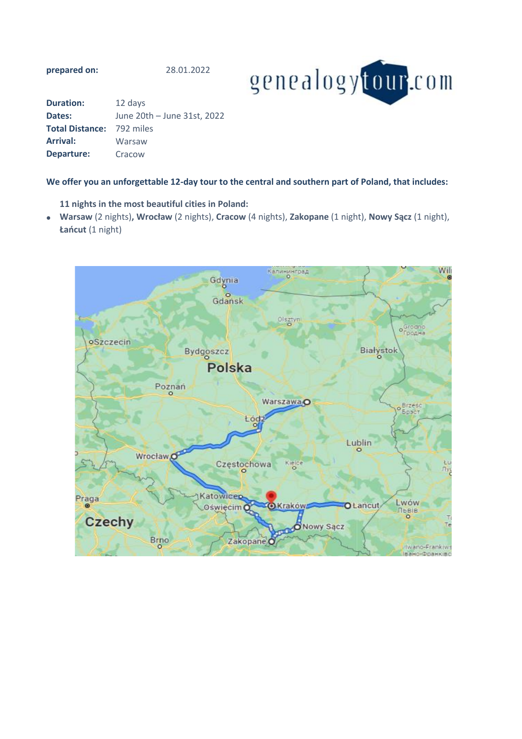**prepared on:** 28.01.2022

| | |
|---|---|
| **Duration:** | 12 days |
| **Dates:** | June 20th – June 31st, 2022 |
| **Total Distance:** | 792 miles |
| **Arrival:** | Warsaw |
| **Departure:** | Cracow |

**We offer you an unforgettable 12-day tour to the central and southern part of Poland, that includes:**

**11 nights in the most beautiful cities in Poland:**

- **Warsaw** (2 nights)**, Wrocław** (2 nights), **Cracow** (4 nights), **Zakopane** (1 night), **Nowy Sącz** (1 night), **Łańcut** (1 night)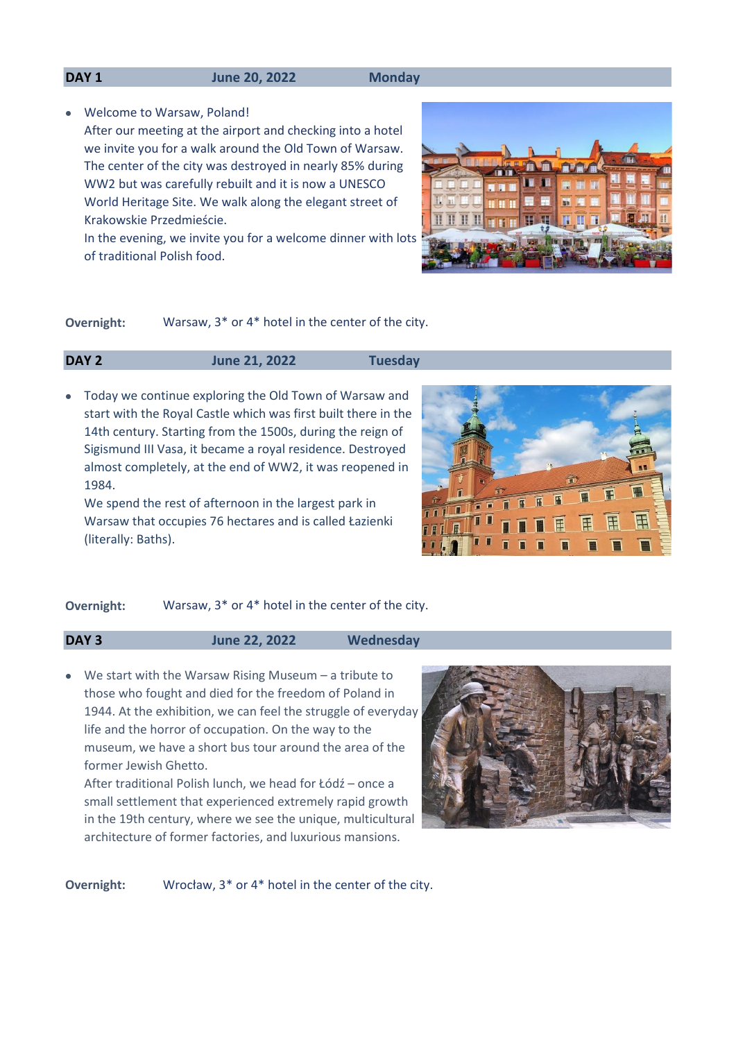| DAY 1 | June 20, 2022 | Monday |
|---|---|---|

- Welcome to Warsaw, Poland!
  After our meeting at the airport and checking into a hotel we invite you for a walk around the Old Town of Warsaw. The center of the city was destroyed in nearly 85% during WW2 but was carefully rebuilt and it is now a UNESCO World Heritage Site. We walk along the elegant street of Krakowskie Przedmieście.
  In the evening, we invite you for a welcome dinner with lots of traditional Polish food.

**Overnight:** Warsaw, 3* or 4* hotel in the center of the city.

| DAY 2 | June 21, 2022 | Tuesday |
|---|---|---|

- Today we continue exploring the Old Town of Warsaw and start with the Royal Castle which was first built there in the 14th century. Starting from the 1500s, during the reign of Sigismund III Vasa, it became a royal residence. Destroyed almost completely, at the end of WW2, it was reopened in 1984.
  We spend the rest of afternoon in the largest park in Warsaw that occupies 76 hectares and is called Łazienki (literally: Baths).

**Overnight:** Warsaw, 3* or 4* hotel in the center of the city.

| DAY 3 | June 22, 2022 | Wednesday |
|---|---|---|

- We start with the Warsaw Rising Museum – a tribute to those who fought and died for the freedom of Poland in 1944. At the exhibition, we can feel the struggle of everyday life and the horror of occupation. On the way to the museum, we have a short bus tour around the area of the former Jewish Ghetto.
  After traditional Polish lunch, we head for Łódź – once a small settlement that experienced extremely rapid growth in the 19th century, where we see the unique, multicultural architecture of former factories, and luxurious mansions.

**Overnight:** Wrocław, 3* or 4* hotel in the center of the city.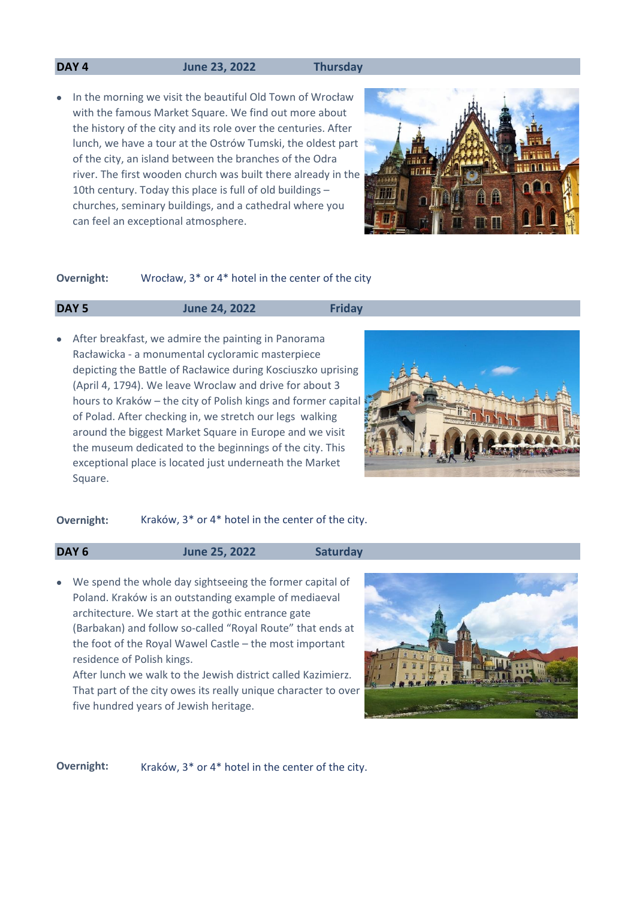| DAY 4 | June 23, 2022 | Thursday |
|---|---|---|

- In the morning we visit the beautiful Old Town of Wrocław with the famous Market Square. We find out more about the history of the city and its role over the centuries. After lunch, we have a tour at the Ostrów Tumski, the oldest part of the city, an island between the branches of the Odra river. The first wooden church was built there already in the 10th century. Today this place is full of old buildings – churches, seminary buildings, and a cathedral where you can feel an exceptional atmosphere.

**Overnight:** Wrocław, 3* or 4* hotel in the center of the city

| DAY 5 | June 24, 2022 | Friday |
|---|---|---|

- After breakfast, we admire the painting in Panorama Racławicka - a monumental cycloramic masterpiece depicting the Battle of Racławice during Kosciuszko uprising (April 4, 1794). We leave Wroclaw and drive for about 3 hours to Kraków – the city of Polish kings and former capital of Polad. After checking in, we stretch our legs walking around the biggest Market Square in Europe and we visit the museum dedicated to the beginnings of the city. This exceptional place is located just underneath the Market Square.

**Overnight:** Kraków, 3* or 4* hotel in the center of the city.

| DAY 6 | June 25, 2022 | Saturday |
|---|---|---|

- We spend the whole day sightseeing the former capital of Poland. Kraków is an outstanding example of mediaeval architecture. We start at the gothic entrance gate (Barbakan) and follow so-called "Royal Route" that ends at the foot of the Royal Wawel Castle – the most important residence of Polish kings.
  After lunch we walk to the Jewish district called Kazimierz. That part of the city owes its really unique character to over five hundred years of Jewish heritage.

**Overnight:** Kraków, 3* or 4* hotel in the center of the city.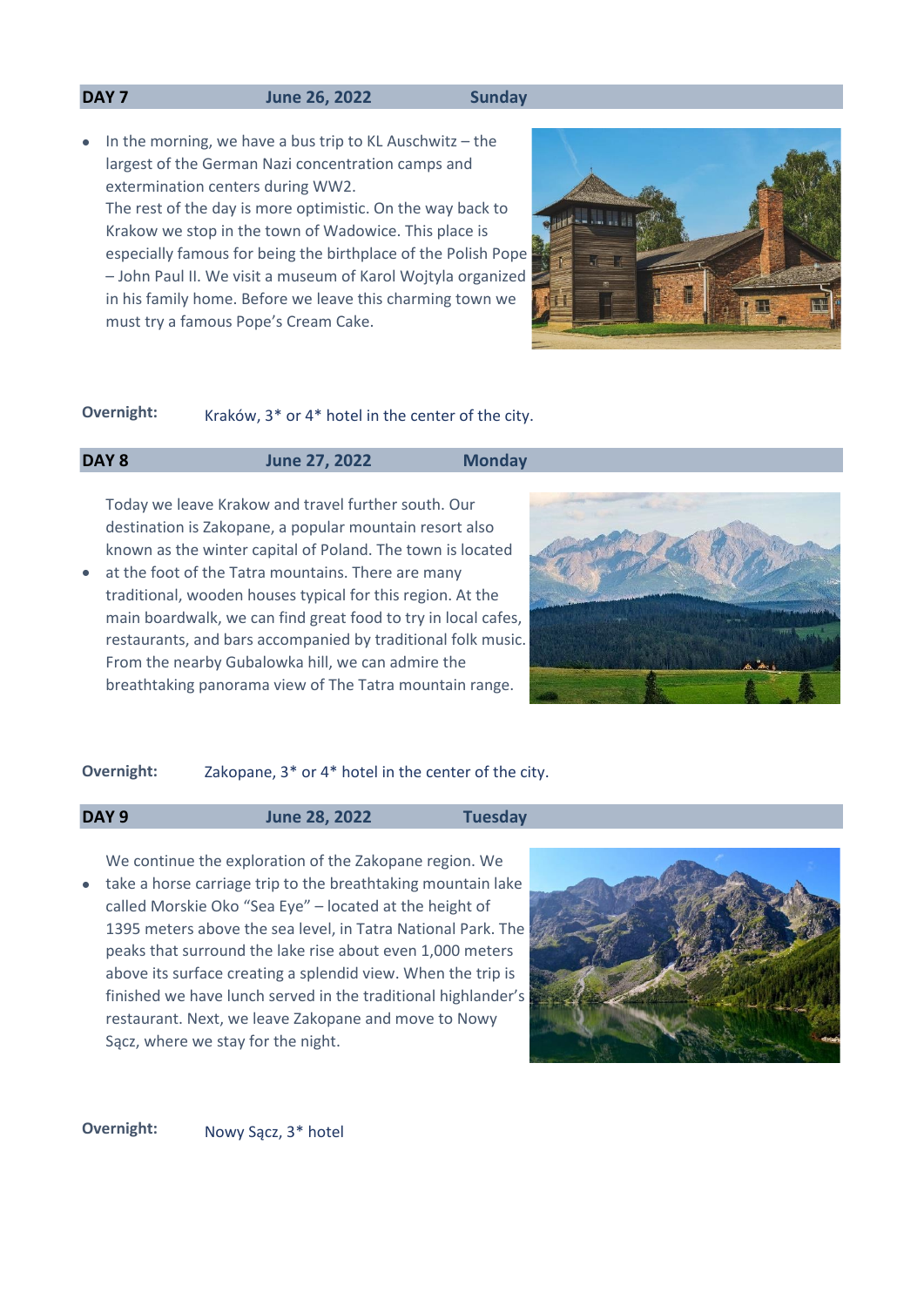| DAY 7 | June 26, 2022 | Sunday |
| --- | --- | --- |

- In the morning, we have a bus trip to KL Auschwitz – the largest of the German Nazi concentration camps and extermination centers during WW2.
  The rest of the day is more optimistic. On the way back to Krakow we stop in the town of Wadowice. This place is especially famous for being the birthplace of the Polish Pope – John Paul II. We visit a museum of Karol Wojtyla organized in his family home. Before we leave this charming town we must try a famous Pope's Cream Cake.

**Overnight:** Kraków, 3* or 4* hotel in the center of the city.

| DAY 8 | June 27, 2022 | Monday |
| --- | --- | --- |

- Today we leave Krakow and travel further south. Our destination is Zakopane, a popular mountain resort also known as the winter capital of Poland. The town is located at the foot of the Tatra mountains. There are many traditional, wooden houses typical for this region. At the main boardwalk, we can find great food to try in local cafes, restaurants, and bars accompanied by traditional folk music. From the nearby Gubalowka hill, we can admire the breathtaking panorama view of The Tatra mountain range.

**Overnight:** Zakopane, 3* or 4* hotel in the center of the city.

| DAY 9 | June 28, 2022 | Tuesday |
| --- | --- | --- |

- We continue the exploration of the Zakopane region. We take a horse carriage trip to the breathtaking mountain lake called Morskie Oko "Sea Eye" – located at the height of 1395 meters above the sea level, in Tatra National Park. The peaks that surround the lake rise about even 1,000 meters above its surface creating a splendid view. When the trip is finished we have lunch served in the traditional highlander's restaurant. Next, we leave Zakopane and move to Nowy Sącz, where we stay for the night.

**Overnight:** Nowy Sącz, 3* hotel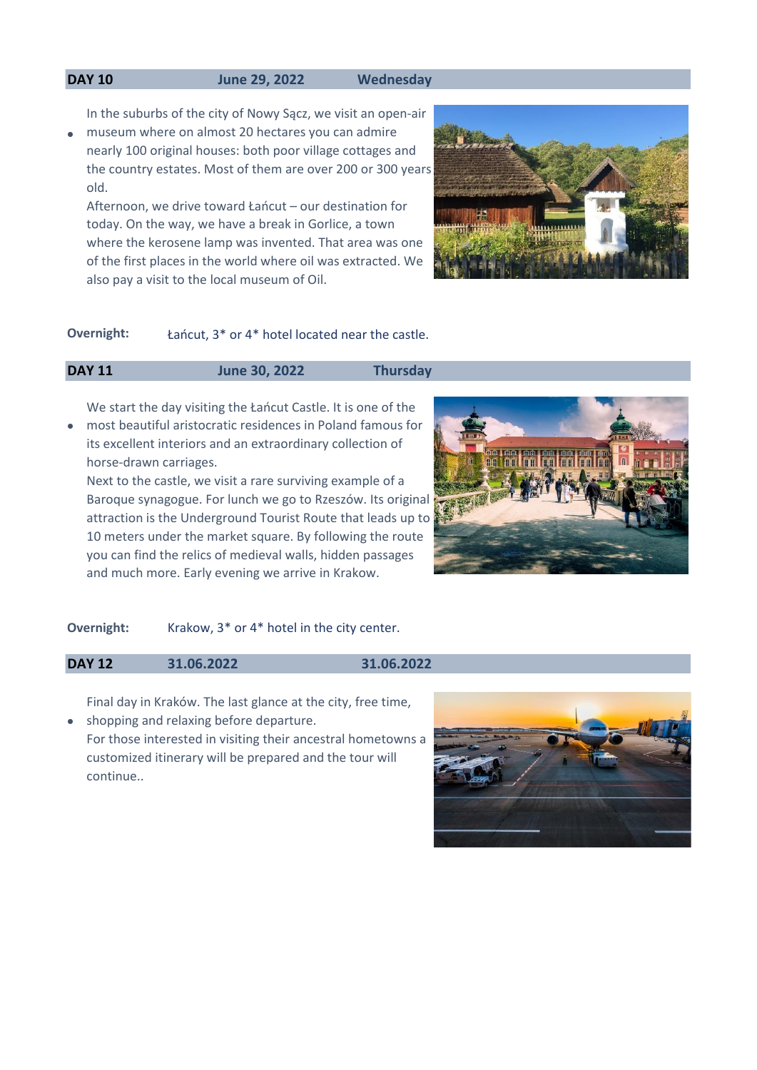**DAY 10** | **June 29, 2022** | **Wednesday**

- In the suburbs of the city of Nowy Sącz, we visit an open-air museum where on almost 20 hectares you can admire nearly 100 original houses: both poor village cottages and the country estates. Most of them are over 200 or 300 years old.
  Afternoon, we drive toward Łańcut – our destination for today. On the way, we have a break in Gorlice, a town where the kerosene lamp was invented. That area was one of the first places in the world where oil was extracted. We also pay a visit to the local museum of Oil.

**Overnight:** Łańcut, 3* or 4* hotel located near the castle.

**DAY 11** | **June 30, 2022** | **Thursday**

- We start the day visiting the Łańcut Castle. It is one of the most beautiful aristocratic residences in Poland famous for its excellent interiors and an extraordinary collection of horse-drawn carriages.
  Next to the castle, we visit a rare surviving example of a Baroque synagogue. For lunch we go to Rzeszów. Its original attraction is the Underground Tourist Route that leads up to 10 meters under the market square. By following the route you can find the relics of medieval walls, hidden passages and much more. Early evening we arrive in Krakow.

**Overnight:** Krakow, 3* or 4* hotel in the city center.

**DAY 12** | **31.06.2022** | **31.06.2022**

- Final day in Kraków. The last glance at the city, free time, shopping and relaxing before departure.
  For those interested in visiting their ancestral hometowns a customized itinerary will be prepared and the tour will continue..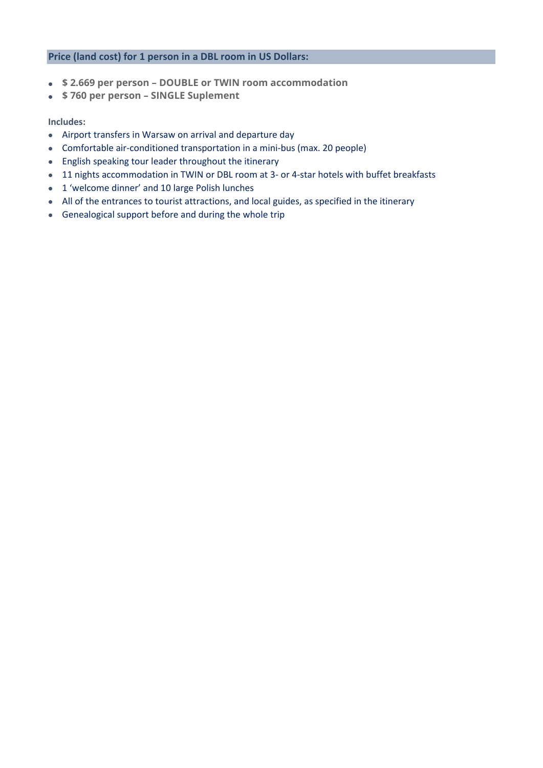## Price (land cost) for 1 person in a DBL room in US Dollars:

- **$ 2.669 per person – DOUBLE or TWIN room accommodation**
- **$ 760 per person – SINGLE Suplement**

**Includes:**

- Airport transfers in Warsaw on arrival and departure day
- Comfortable air-conditioned transportation in a mini-bus (max. 20 people)
- English speaking tour leader throughout the itinerary
- 11 nights accommodation in TWIN or DBL room at 3- or 4-star hotels with buffet breakfasts
- 1 'welcome dinner' and 10 large Polish lunches
- All of the entrances to tourist attractions, and local guides, as specified in the itinerary
- Genealogical support before and during the whole trip